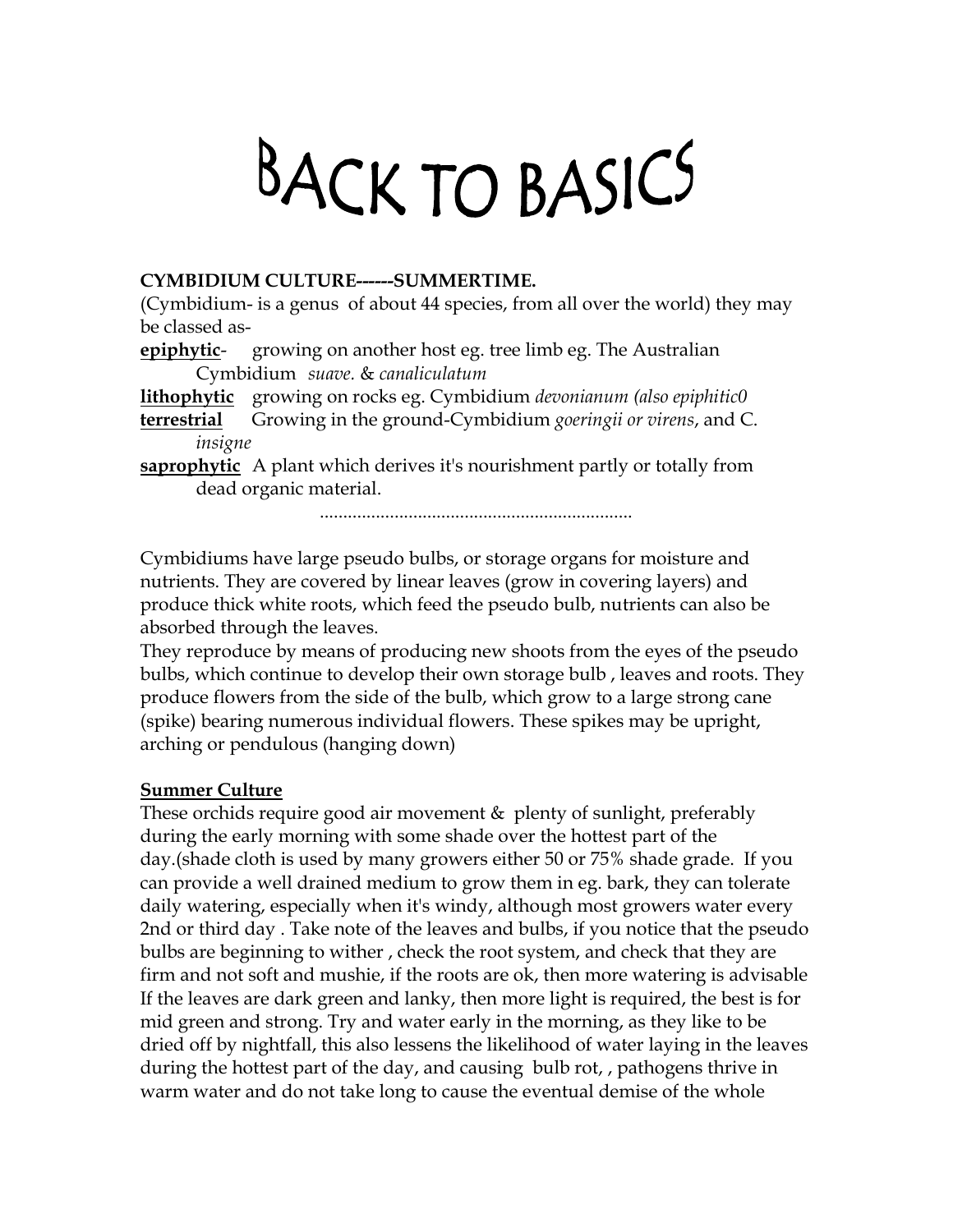# BACK TO BASICS

**CYMBIDIUM CULTURE------SUMMERTIME.**

(Cymbidium- is a genus of about 44 species, from all over the world) they may be classed as-

**epiphytic**- growing on another host eg. tree limb eg. The Australian Cymbidium *suave.* & *canaliculatum*

**lithophytic** growing on rocks eg. Cymbidium *devonianum (also epiphitic0*

**terrestrial** Growing in the ground-Cymbidium *goeringii or virens*, and C. *insigne*

**saprophytic** A plant which derives it's nourishment partly or totally from dead organic material.

...................................................................

Cymbidiums have large pseudo bulbs, or storage organs for moisture and nutrients. They are covered by linear leaves (grow in covering layers) and produce thick white roots, which feed the pseudo bulb, nutrients can also be absorbed through the leaves.

They reproduce by means of producing new shoots from the eyes of the pseudo bulbs, which continue to develop their own storage bulb , leaves and roots. They produce flowers from the side of the bulb, which grow to a large strong cane (spike) bearing numerous individual flowers. These spikes may be upright, arching or pendulous (hanging down)

**Summer Culture**

These orchids require good air movement & plenty of sunlight, preferably during the early morning with some shade over the hottest part of the day.(shade cloth is used by many growers either 50 or 75% shade grade. If you can provide a well drained medium to grow them in eg. bark, they can tolerate daily watering, especially when it's windy, although most growers water every 2nd or third day . Take note of the leaves and bulbs, if you notice that the pseudo bulbs are beginning to wither , check the root system, and check that they are firm and not soft and mushie, if the roots are ok, then more watering is advisable If the leaves are dark green and lanky, then more light is required, the best is for mid green and strong. Try and water early in the morning, as they like to be dried off by nightfall, this also lessens the likelihood of water laying in the leaves during the hottest part of the day, and causing bulb rot, , pathogens thrive in warm water and do not take long to cause the eventual demise of the whole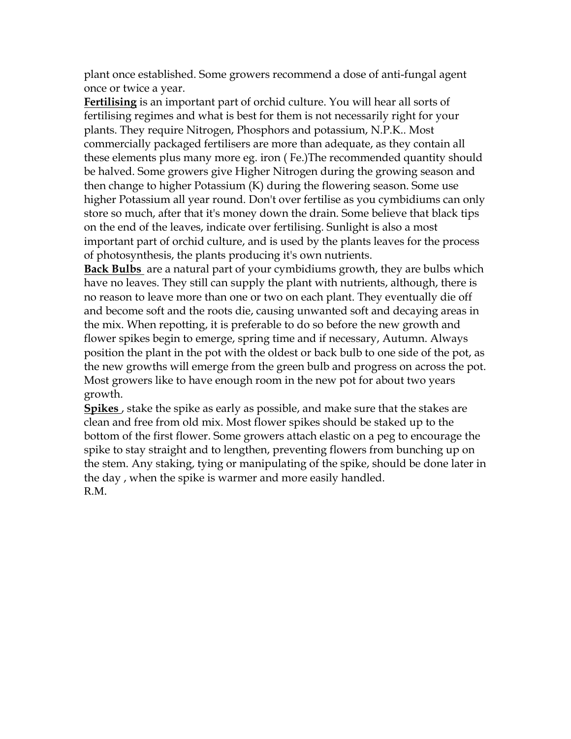plant once established. Some growers recommend a dose of anti-fungal agent once or twice a year.

**Fertilising** is an important part of orchid culture. You will hear all sorts of fertilising regimes and what is best for them is not necessarily right for your plants. They require Nitrogen, Phosphors and potassium, N.P.K.. Most commercially packaged fertilisers are more than adequate, as they contain all these elements plus many more eg. iron ( Fe.)The recommended quantity should be halved. Some growers give Higher Nitrogen during the growing season and then change to higher Potassium (K) during the flowering season. Some use higher Potassium all year round. Don't over fertilise as you cymbidiums can only store so much, after that it's money down the drain. Some believe that black tips on the end of the leaves, indicate over fertilising. Sunlight is also a most important part of orchid culture, and is used by the plants leaves for the process of photosynthesis, the plants producing it's own nutrients.

**Back Bulbs** are a natural part of your cymbidiums growth, they are bulbs which have no leaves. They still can supply the plant with nutrients, although, there is no reason to leave more than one or two on each plant. They eventually die off and become soft and the roots die, causing unwanted soft and decaying areas in the mix. When repotting, it is preferable to do so before the new growth and flower spikes begin to emerge, spring time and if necessary, Autumn. Always position the plant in the pot with the oldest or back bulb to one side of the pot, as the new growths will emerge from the green bulb and progress on across the pot. Most growers like to have enough room in the new pot for about two years growth.

**Spikes** , stake the spike as early as possible, and make sure that the stakes are clean and free from old mix. Most flower spikes should be staked up to the bottom of the first flower. Some growers attach elastic on a peg to encourage the spike to stay straight and to lengthen, preventing flowers from bunching up on the stem. Any staking, tying or manipulating of the spike, should be done later in the day , when the spike is warmer and more easily handled.

R.M.